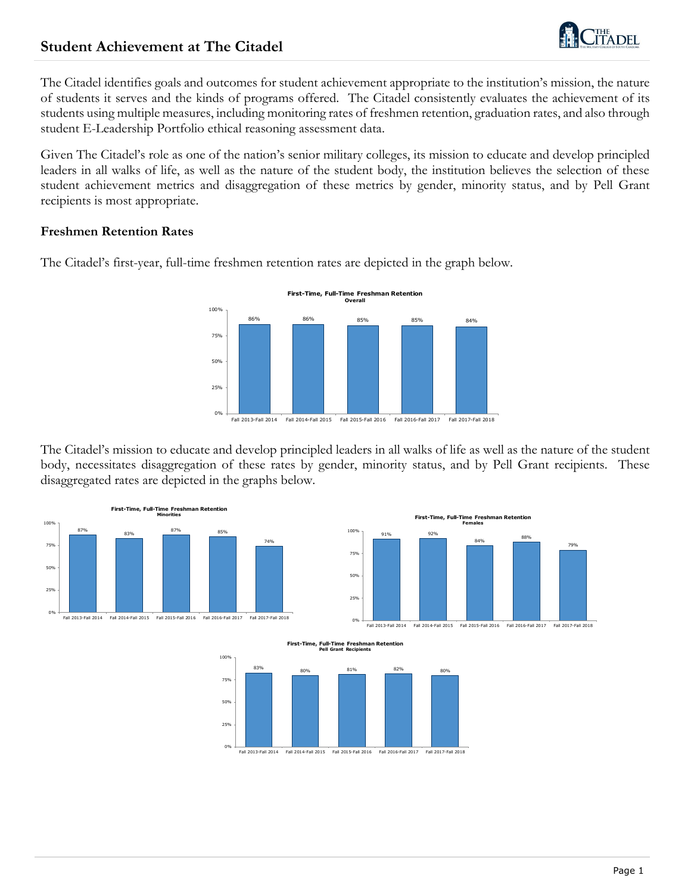## Student Achievement at The Citadel

The Citadel identifies goals and outcomes for student achievement appropriate to the institution's mission, the nature of students it serves and the kinds of programs offered. The Citadel consistently evaluates the achievement of its students using multiple measures, including monitoring rates of freshmen retention, graduation rates, and also through student E-Leadership Portfolio ethical reasoning assessment data.

Given The Citadel's role as one of the nation's senior military colleges, its mission to educate and develop principled leaders in all walks of life, as well as the nature of the student body, the institution believes the selection of these student achievement metrics and disaggregation of these metrics by gender, minority status, and by Pell Grant recipients is most appropriate.

### Freshmen Retention Rates

The Citadel's first-year, full-time freshmen retention rates are depicted in the graph below.

**First-Time, Full-Time Freshman Retention**
**Overall**

| Fall 2013-Fall 2014 | Fall 2014-Fall 2015 | Fall 2015-Fall 2016 | Fall 2016-Fall 2017 | Fall 2017-Fall 2018 |
|---|---|---|---|---|
| 86% | 86% | 85% | 85% | 84% |

The Citadel's mission to educate and develop principled leaders in all walks of life as well as the nature of the student body, necessitates disaggregation of these rates by gender, minority status, and by Pell Grant recipients. These disaggregated rates are depicted in the graphs below.

**First-Time, Full-Time Freshman Retention**
**Minorities**

| Fall 2013-Fall 2014 | Fall 2014-Fall 2015 | Fall 2015-Fall 2016 | Fall 2016-Fall 2017 | Fall 2017-Fall 2018 |
|---|---|---|---|---|
| 87% | 83% | 87% | 85% | 74% |

**First-Time, Full-Time Freshman Retention**
**Females**

| Fall 2013-Fall 2014 | Fall 2014-Fall 2015 | Fall 2015-Fall 2016 | Fall 2016-Fall 2017 | Fall 2017-Fall 2018 |
|---|---|---|---|---|
| 91% | 92% | 84% | 88% | 79% |

**First-Time, Full-Time Freshman Retention**
**Pell Grant Recipients**

| Fall 2013-Fall 2014 | Fall 2014-Fall 2015 | Fall 2015-Fall 2016 | Fall 2016-Fall 2017 | Fall 2017-Fall 2018 |
|---|---|---|---|---|
| 83% | 80% | 81% | 82% | 80% |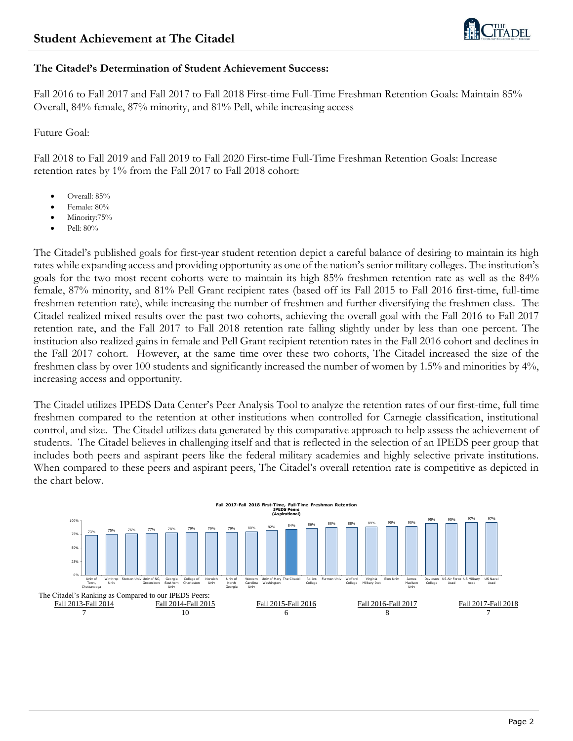# Student Achievement at The Citadel

**The Citadel's Determination of Student Achievement Success:**

Fall 2016 to Fall 2017 and Fall 2017 to Fall 2018 First-time Full-Time Freshman Retention Goals: Maintain 85% Overall, 84% female, 87% minority, and 81% Pell, while increasing access

Future Goal:

Fall 2018 to Fall 2019 and Fall 2019 to Fall 2020 First-time Full-Time Freshman Retention Goals: Increase retention rates by 1% from the Fall 2017 to Fall 2018 cohort:

- Overall: 85%
- Female: 80%
- Minority:75%
- Pell: 80%

The Citadel's published goals for first-year student retention depict a careful balance of desiring to maintain its high rates while expanding access and providing opportunity as one of the nation's senior military colleges. The institution's goals for the two most recent cohorts were to maintain its high 85% freshmen retention rate as well as the 84% female, 87% minority, and 81% Pell Grant recipient rates (based off its Fall 2015 to Fall 2016 first-time, full-time freshmen retention rate), while increasing the number of freshmen and further diversifying the freshmen class. The Citadel realized mixed results over the past two cohorts, achieving the overall goal with the Fall 2016 to Fall 2017 retention rate, and the Fall 2017 to Fall 2018 retention rate falling slightly under by less than one percent. The institution also realized gains in female and Pell Grant recipient retention rates in the Fall 2016 cohort and declines in the Fall 2017 cohort. However, at the same time over these two cohorts, The Citadel increased the size of the freshmen class by over 100 students and significantly increased the number of women by 1.5% and minorities by 4%, increasing access and opportunity.

The Citadel utilizes IPEDS Data Center's Peer Analysis Tool to analyze the retention rates of our first-time, full time freshmen compared to the retention at other institutions when controlled for Carnegie classification, institutional control, and size. The Citadel utilizes data generated by this comparative approach to help assess the achievement of students. The Citadel believes in challenging itself and that is reflected in the selection of an IPEDS peer group that includes both peers and aspirant peers like the federal military academies and highly selective private institutions. When compared to these peers and aspirant peers, The Citadel's overall retention rate is competitive as depicted in the chart below.

**Fall 2017-Fall 2018 First-Time, Full-Time Freshman Retention IPEDS Peers (Aspirational)**

| Institution | Retention |
|---|---|
| Univ of Tenn, Chattanooga | 73% |
| Winthrop Univ | 75% |
| Stetson Univ | 76% |
| Univ of NC, Greensboro | 77% |
| Georgia Southern Univ | 78% |
| College of Charleston | 79% |
| Norwich Univ | 79% |
| Univ of North Georgia | 79% |
| Western Carolina Univ | 80% |
| Univ of Mary Washington | 82% |
| The Citadel | 84% |
| Rollins College | 86% |
| Furman Univ | 88% |
| Wofford College | 88% |
| Virginia Military Inst | 89% |
| Elon Univ | 90% |
| James Madison Univ | 90% |
| Davidson College | 95% |
| US Air Force Acad | 95% |
| US Military Acad | 97% |
| US Naval Acad | 97% |

The Citadel's Ranking as Compared to our IPEDS Peers:

| Fall 2013-Fall 2014 | Fall 2014-Fall 2015 | Fall 2015-Fall 2016 | Fall 2016-Fall 2017 | Fall 2017-Fall 2018 |
|---|---|---|---|---|
| 7 | 10 | 6 | 8 | 7 |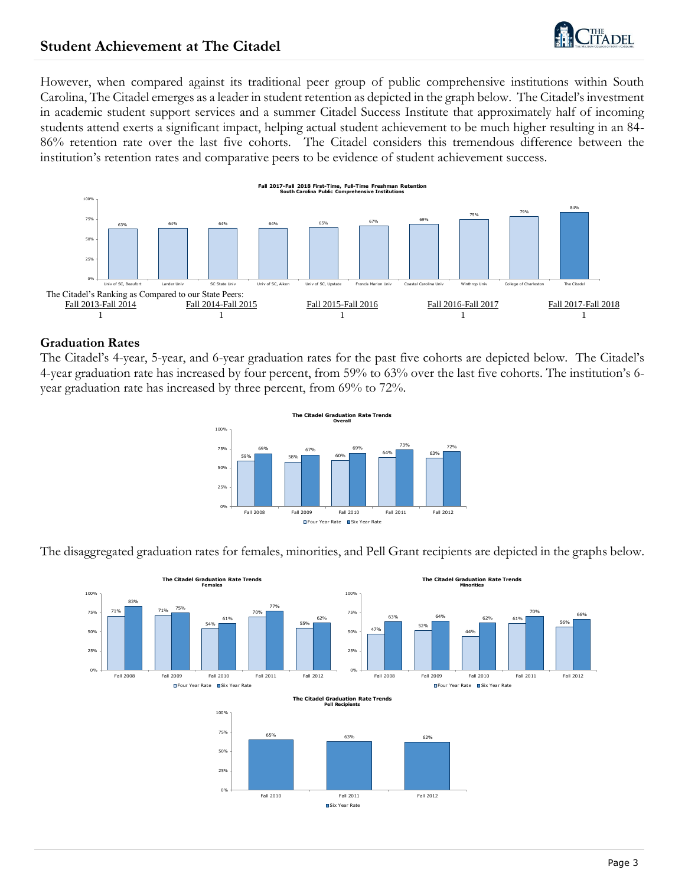However, when compared against its traditional peer group of public comprehensive institutions within South Carolina, The Citadel emerges as a leader in student retention as depicted in the graph below. The Citadel's investment in academic student support services and a summer Citadel Success Institute that approximately half of incoming students attend exerts a significant impact, helping actual student achievement to be much higher resulting in an 84-86% retention rate over the last five cohorts. The Citadel considers this tremendous difference between the institution's retention rates and comparative peers to be evidence of student achievement success.

**Fall 2017-Fall 2018 First-Time, Full-Time Freshman Retention**
**South Carolina Public Comprehensive Institutions**

| Institution | Retention |
|---|---|
| Univ of SC, Beaufort | 63% |
| Lander Univ | 64% |
| SC State Univ | 64% |
| Univ of SC, Aiken | 64% |
| Univ of SC, Upstate | 65% |
| Francis Marion Univ | 67% |
| Coastal Carolina Univ | 69% |
| Winthrop Univ | 75% |
| College of Charleston | 79% |
| The Citadel | 84% |

The Citadel's Ranking as Compared to our State Peers:

| Fall 2013-Fall 2014 | Fall 2014-Fall 2015 | Fall 2015-Fall 2016 | Fall 2016-Fall 2017 | Fall 2017-Fall 2018 |
|---|---|---|---|---|
| 1 | 1 | 1 | 1 | 1 |

## Graduation Rates

The Citadel's 4-year, 5-year, and 6-year graduation rates for the past five cohorts are depicted below. The Citadel's 4-year graduation rate has increased by four percent, from 59% to 63% over the last five cohorts. The institution's 6-year graduation rate has increased by three percent, from 69% to 72%.

**The Citadel Graduation Rate Trends**
**Overall**

| Cohort | Four Year Rate | Six Year Rate |
|---|---|---|
| Fall 2008 | 59% | 69% |
| Fall 2009 | 58% | 67% |
| Fall 2010 | 60% | 69% |
| Fall 2011 | 64% | 73% |
| Fall 2012 | 63% | 72% |

The disaggregated graduation rates for females, minorities, and Pell Grant recipients are depicted in the graphs below.

**The Citadel Graduation Rate Trends**
**Females**

| Cohort | Four Year Rate | Six Year Rate |
|---|---|---|
| Fall 2008 | 71% | 83% |
| Fall 2009 | 71% | 75% |
| Fall 2010 | 54% | 61% |
| Fall 2011 | 70% | 77% |
| Fall 2012 | 55% | 62% |

**The Citadel Graduation Rate Trends**
**Minorities**

| Cohort | Four Year Rate | Six Year Rate |
|---|---|---|
| Fall 2008 | 47% | 63% |
| Fall 2009 | 52% | 64% |
| Fall 2010 | 44% | 62% |
| Fall 2011 | 61% | 70% |
| Fall 2012 | 56% | 66% |

**The Citadel Graduation Rate Trends**
**Pell Recipients**

| Cohort | Six Year Rate |
|---|---|
| Fall 2010 | 65% |
| Fall 2011 | 63% |
| Fall 2012 | 62% |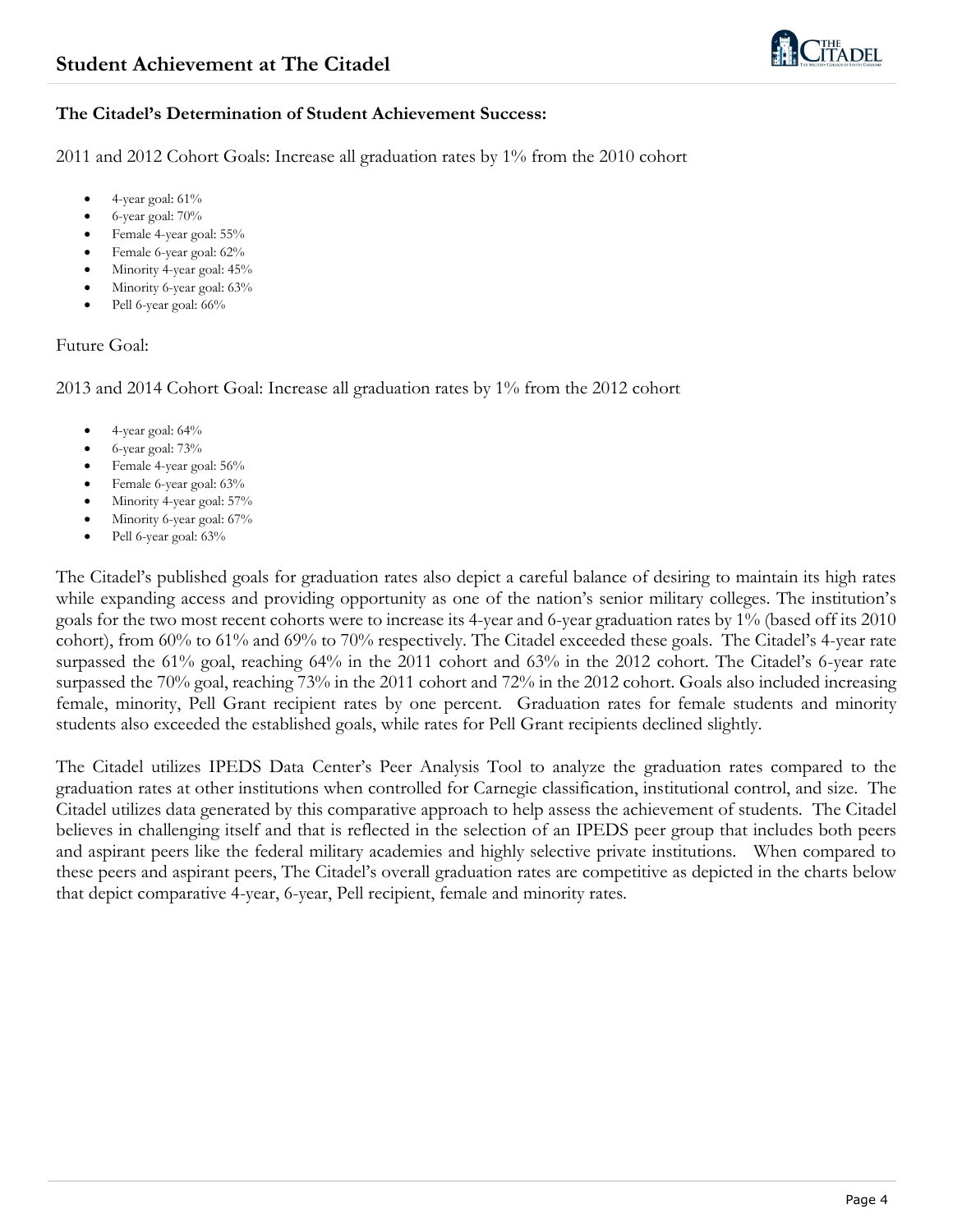**The Citadel's Determination of Student Achievement Success:**

2011 and 2012 Cohort Goals: Increase all graduation rates by 1% from the 2010 cohort

- 4-year goal: 61%
- 6-year goal: 70%
- Female 4-year goal: 55%
- Female 6-year goal: 62%
- Minority 4-year goal: 45%
- Minority 6-year goal: 63%
- Pell 6-year goal: 66%

Future Goal:

2013 and 2014 Cohort Goal: Increase all graduation rates by 1% from the 2012 cohort

- 4-year goal: 64%
- 6-year goal: 73%
- Female 4-year goal: 56%
- Female 6-year goal: 63%
- Minority 4-year goal: 57%
- Minority 6-year goal: 67%
- Pell 6-year goal: 63%

The Citadel's published goals for graduation rates also depict a careful balance of desiring to maintain its high rates while expanding access and providing opportunity as one of the nation's senior military colleges. The institution's goals for the two most recent cohorts were to increase its 4-year and 6-year graduation rates by 1% (based off its 2010 cohort), from 60% to 61% and 69% to 70% respectively. The Citadel exceeded these goals. The Citadel's 4-year rate surpassed the 61% goal, reaching 64% in the 2011 cohort and 63% in the 2012 cohort. The Citadel's 6-year rate surpassed the 70% goal, reaching 73% in the 2011 cohort and 72% in the 2012 cohort. Goals also included increasing female, minority, Pell Grant recipient rates by one percent. Graduation rates for female students and minority students also exceeded the established goals, while rates for Pell Grant recipients declined slightly.

The Citadel utilizes IPEDS Data Center's Peer Analysis Tool to analyze the graduation rates compared to the graduation rates at other institutions when controlled for Carnegie classification, institutional control, and size. The Citadel utilizes data generated by this comparative approach to help assess the achievement of students. The Citadel believes in challenging itself and that is reflected in the selection of an IPEDS peer group that includes both peers and aspirant peers like the federal military academies and highly selective private institutions. When compared to these peers and aspirant peers, The Citadel's overall graduation rates are competitive as depicted in the charts below that depict comparative 4-year, 6-year, Pell recipient, female and minority rates.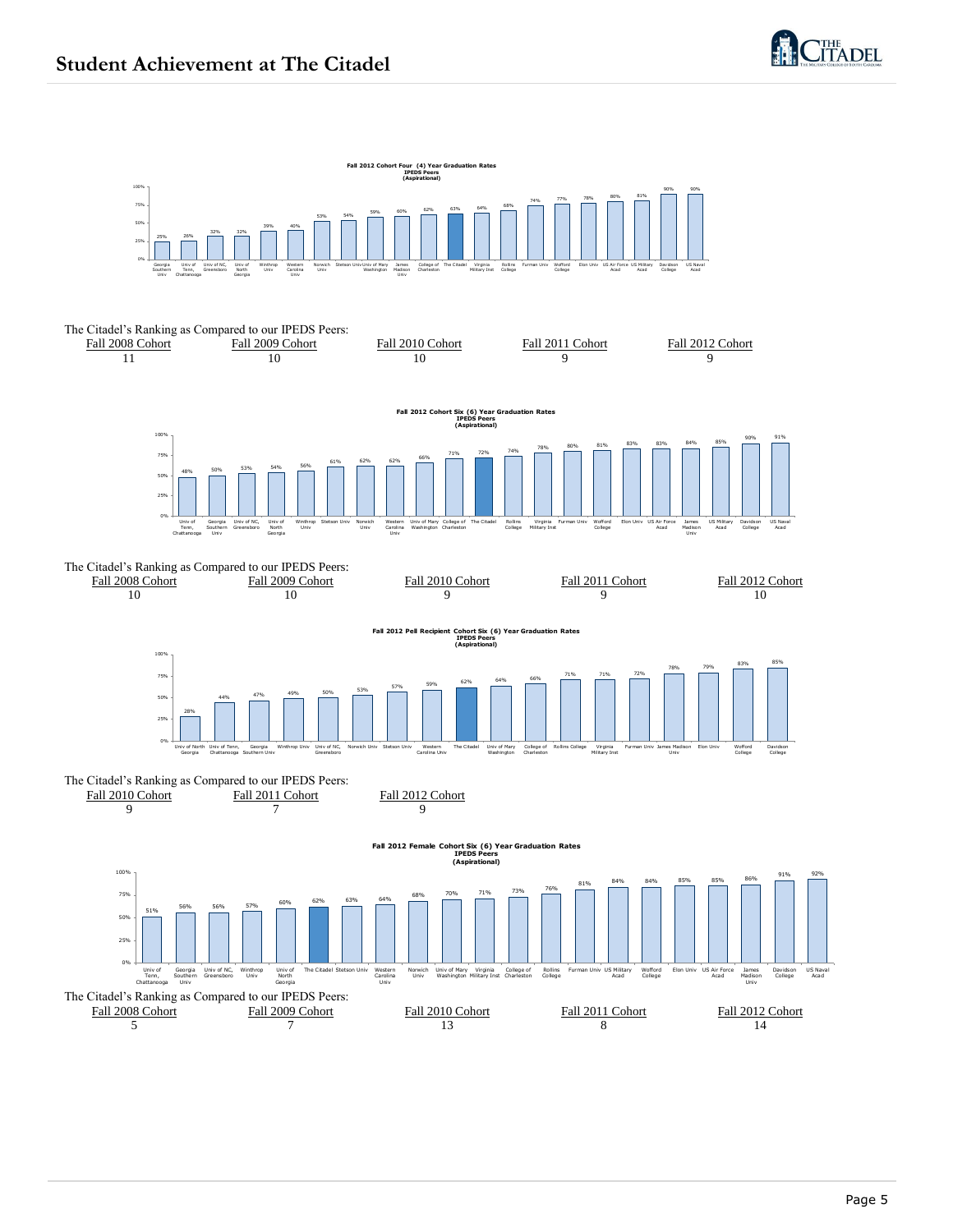# Student Achievement at The Citadel

**Fall 2012 Cohort Four (4) Year Graduation Rates**
**IPEDS Peers**
**(Aspirational)**

| Institution | Rate |
|---|---|
| Georgia Southern Univ | 25% |
| Univ of Tenn, Chattanooga | 26% |
| Univ of NC, Greensboro | 32% |
| Univ of North Georgia | 32% |
| Winthrop Univ | 39% |
| Western Carolina Univ | 40% |
| Norwich Univ | 53% |
| Stetson Univ | 54% |
| Univ of Mary Washington | 59% |
| James Madison Univ | 60% |
| College of Charleston | 62% |
| The Citadel | 63% |
| Virginia Military Inst | 64% |
| Rollins College | 68% |
| Furman Univ | 74% |
| Wofford College | 77% |
| Elon Univ | 78% |
| US Air Force Acad | 80% |
| US Military Acad | 81% |
| Davidson College | 90% |
| US Naval Acad | 90% |

The Citadel's Ranking as Compared to our IPEDS Peers:

| Fall 2008 Cohort | Fall 2009 Cohort | Fall 2010 Cohort | Fall 2011 Cohort | Fall 2012 Cohort |
|---|---|---|---|---|
| 11 | 10 | 10 | 9 | 9 |

**Fall 2012 Cohort Six (6) Year Graduation Rates**
**IPEDS Peers**
**(Aspirational)**

| Institution | Rate |
|---|---|
| Univ of Tenn, Chattanooga | 48% |
| Georgia Southern Univ | 50% |
| Univ of NC, Greensboro | 53% |
| Univ of North Georgia | 54% |
| Winthrop Univ | 56% |
| Stetson Univ | 61% |
| Norwich Univ | 62% |
| Western Carolina Univ | 62% |
| Univ of Mary Washington | 66% |
| College of Charleston | 71% |
| The Citadel | 72% |
| Rollins College | 74% |
| Virginia Military Inst | 78% |
| Furman Univ | 80% |
| Wofford College | 81% |
| Elon Univ | 83% |
| US Air Force Acad | 83% |
| James Madison Univ | 84% |
| US Military Acad | 85% |
| Davidson College | 90% |
| US Naval Acad | 91% |

The Citadel's Ranking as Compared to our IPEDS Peers:

| Fall 2008 Cohort | Fall 2009 Cohort | Fall 2010 Cohort | Fall 2011 Cohort | Fall 2012 Cohort |
|---|---|---|---|---|
| 10 | 10 | 9 | 9 | 10 |

**Fall 2012 Pell Recipient Cohort Six (6) Year Graduation Rates**
**IPEDS Peers**
**(Aspirational)**

| Institution | Rate |
|---|---|
| Univ of North Georgia | 28% |
| Univ of Tenn, Chattanooga | 44% |
| Georgia Southern Univ | 47% |
| Winthrop Univ | 49% |
| Univ of NC, Greensboro | 50% |
| Norwich Univ | 53% |
| Stetson Univ | 57% |
| Western Carolina Univ | 59% |
| The Citadel | 62% |
| Univ of Mary Washington | 64% |
| College of Charleston | 66% |
| Rollins College | 71% |
| Virginia Military Inst | 71% |
| Furman Univ | 72% |
| James Madison Univ | 78% |
| Elon Univ | 79% |
| Wofford College | 83% |
| Davidson College | 85% |

The Citadel's Ranking as Compared to our IPEDS Peers:

| Fall 2010 Cohort | Fall 2011 Cohort | Fall 2012 Cohort |
|---|---|---|
| 9 | 7 | 9 |

**Fall 2012 Female Cohort Six (6) Year Graduation Rates**
**IPEDS Peers**
**(Aspirational)**

| Institution | Rate |
|---|---|
| Univ of Tenn, Chattanooga | 51% |
| Georgia Southern Univ | 56% |
| Univ of NC, Greensboro | 56% |
| Winthrop Univ | 57% |
| Univ of North Georgia | 60% |
| The Citadel | 62% |
| Stetson Univ | 63% |
| Western Carolina Univ | 64% |
| Norwich Univ | 68% |
| Univ of Mary Washington | 70% |
| Virginia Military Inst | 71% |
| College of Charleston | 73% |
| Rollins College | 76% |
| Furman Univ | 81% |
| US Military Acad | 84% |
| Wofford College | 84% |
| Elon Univ | 85% |
| US Air Force Acad | 85% |
| James Madison Univ | 86% |
| Davidson College | 91% |
| US Naval Acad | 92% |

The Citadel's Ranking as Compared to our IPEDS Peers:

| Fall 2008 Cohort | Fall 2009 Cohort | Fall 2010 Cohort | Fall 2011 Cohort | Fall 2012 Cohort |
|---|---|---|---|---|
| 5 | 7 | 13 | 8 | 14 |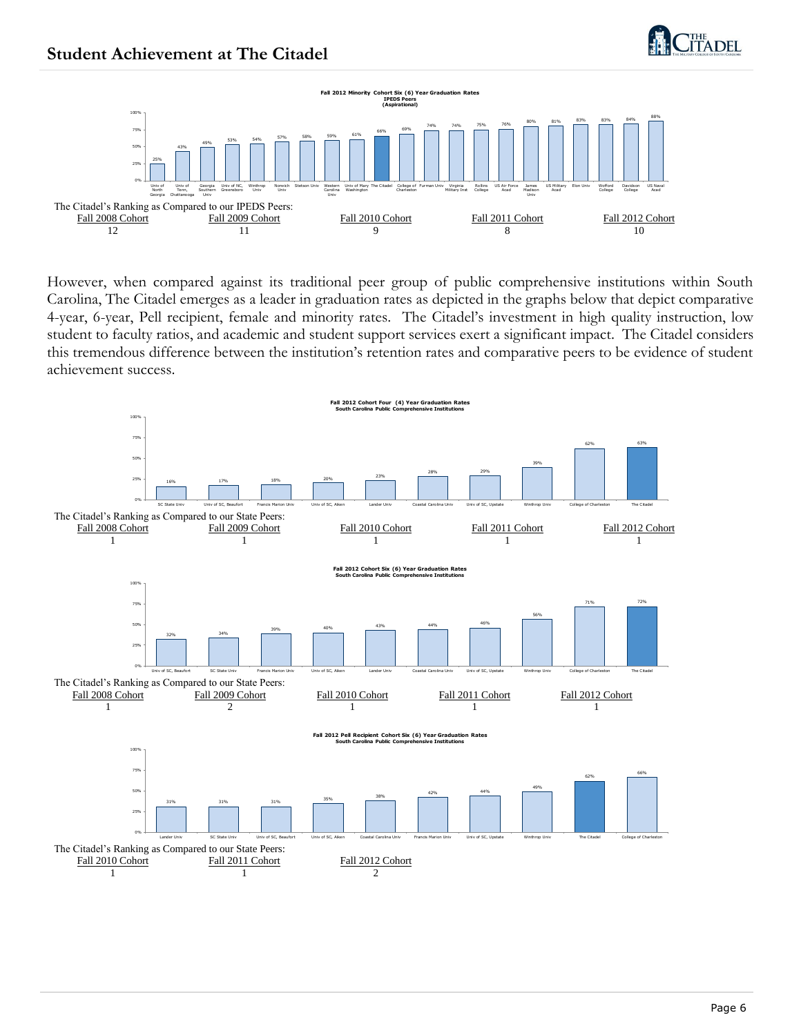## Student Achievement at The Citadel

**Fall 2012 Minority Cohort Six (6) Year Graduation Rates**
**IPEDS Peers**
**(Aspirational)**

| Institution | Rate |
|---|---|
| Univ of North Georgia | 25% |
| Univ of Tenn, Chattanooga | 43% |
| Georgia Southern Univ | 49% |
| Univ of NC, Greensboro | 53% |
| Winthrop Univ | 54% |
| Norwich Univ | 57% |
| Stetson Univ | 58% |
| Western Carolina Univ | 59% |
| Univ of Mary Washington | 61% |
| The Citadel | 66% |
| College of Charleston | 69% |
| Furman Univ | 74% |
| Virginia Military Inst | 74% |
| Rollins College | 75% |
| US Air Force Acad | 76% |
| James Madison Univ | 80% |
| US Military Acad | 81% |
| Elon Univ | 83% |
| Wofford College | 83% |
| Davidson College | 84% |
| US Naval Acad | 88% |

The Citadel's Ranking as Compared to our IPEDS Peers:

| Fall 2008 Cohort | Fall 2009 Cohort | Fall 2010 Cohort | Fall 2011 Cohort | Fall 2012 Cohort |
|---|---|---|---|---|
| 12 | 11 | 9 | 8 | 10 |

However, when compared against its traditional peer group of public comprehensive institutions within South Carolina, The Citadel emerges as a leader in graduation rates as depicted in the graphs below that depict comparative 4-year, 6-year, Pell recipient, female and minority rates. The Citadel's investment in high quality instruction, low student to faculty ratios, and academic and student support services exert a significant impact. The Citadel considers this tremendous difference between the institution's retention rates and comparative peers to be evidence of student achievement success.

**Fall 2012 Cohort Four (4) Year Graduation Rates**
**South Carolina Public Comprehensive Institutions**

| Institution | Rate |
|---|---|
| SC State Univ | 16% |
| Univ of SC, Beaufort | 17% |
| Francis Marion Univ | 18% |
| Univ of SC, Aiken | 20% |
| Lander Univ | 23% |
| Coastal Carolina Univ | 28% |
| Univ of SC, Upstate | 29% |
| Winthrop Univ | 39% |
| College of Charleston | 62% |
| The Citadel | 63% |

The Citadel's Ranking as Compared to our State Peers:

| Fall 2008 Cohort | Fall 2009 Cohort | Fall 2010 Cohort | Fall 2011 Cohort | Fall 2012 Cohort |
|---|---|---|---|---|
| 1 | 1 | 1 | 1 | 1 |

**Fall 2012 Cohort Six (6) Year Graduation Rates**
**South Carolina Public Comprehensive Institutions**

| Institution | Rate |
|---|---|
| Univ of SC, Beaufort | 32% |
| SC State Univ | 34% |
| Francis Marion Univ | 39% |
| Univ of SC, Aiken | 40% |
| Lander Univ | 43% |
| Coastal Carolina Univ | 44% |
| Univ of SC, Upstate | 46% |
| Winthrop Univ | 56% |
| College of Charleston | 71% |
| The Citadel | 72% |

The Citadel's Ranking as Compared to our State Peers:

| Fall 2008 Cohort | Fall 2009 Cohort | Fall 2010 Cohort | Fall 2011 Cohort | Fall 2012 Cohort |
|---|---|---|---|---|
| 1 | 2 | 1 | 1 | 1 |

**Fall 2012 Pell Recipient Cohort Six (6) Year Graduation Rates**
**South Carolina Public Comprehensive Institutions**

| Institution | Rate |
|---|---|
| Lander Univ | 31% |
| SC State Univ | 31% |
| Univ of SC, Beaufort | 31% |
| Univ of SC, Aiken | 35% |
| Coastal Carolina Univ | 38% |
| Francis Marion Univ | 42% |
| Univ of SC, Upstate | 44% |
| Winthrop Univ | 49% |
| The Citadel | 62% |
| College of Charleston | 66% |

The Citadel's Ranking as Compared to our State Peers:

| Fall 2010 Cohort | Fall 2011 Cohort | Fall 2012 Cohort |
|---|---|---|
| 1 | 1 | 2 |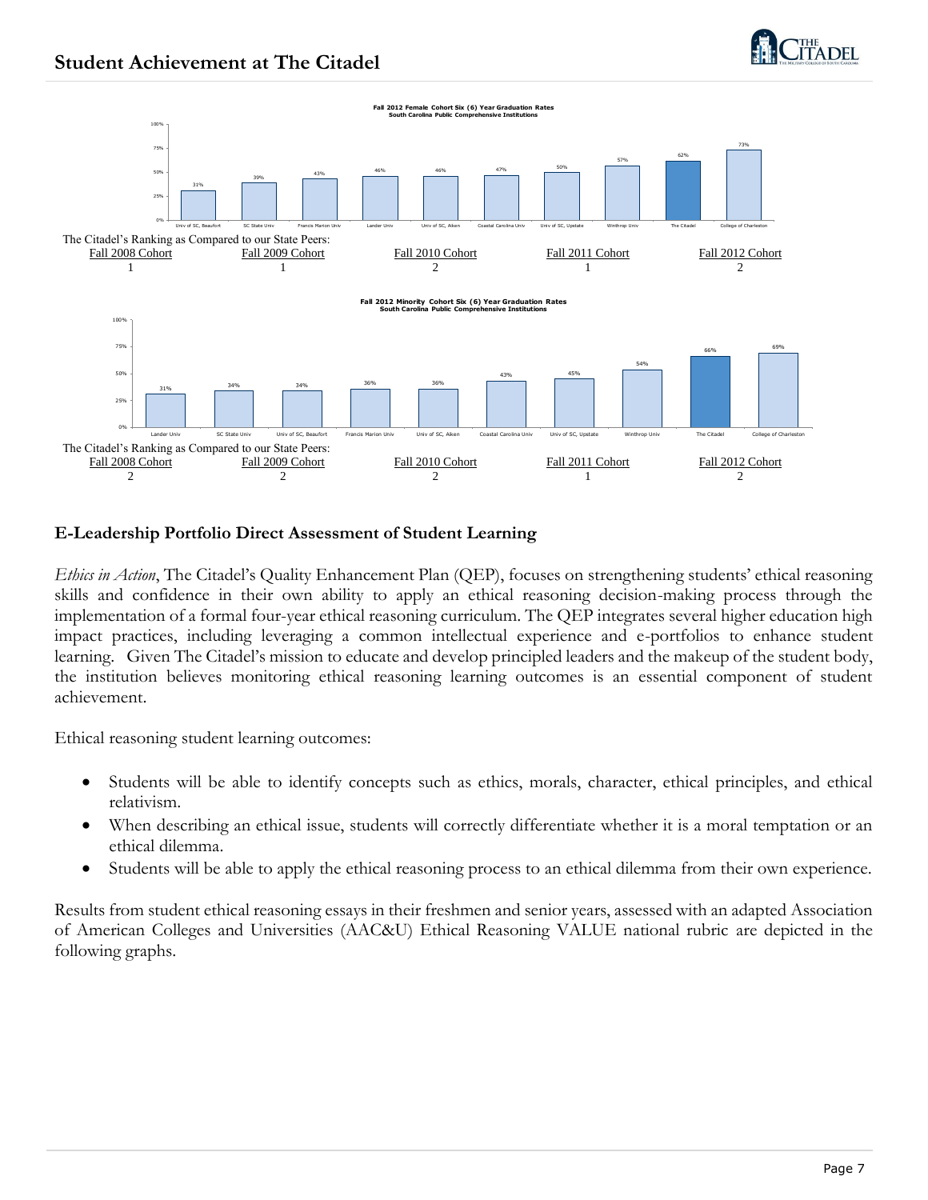## Student Achievement at The Citadel

**Fall 2012 Female Cohort Six (6) Year Graduation Rates**
**South Carolina Public Comprehensive Institutions**

| Institution | Graduation Rate |
|---|---|
| Univ of SC, Beaufort | 31% |
| SC State Univ | 39% |
| Francis Marion Univ | 43% |
| Lander Univ | 46% |
| Univ of SC, Aiken | 46% |
| Coastal Carolina Univ | 47% |
| Univ of SC, Upstate | 50% |
| Winthrop Univ | 57% |
| The Citadel | 62% |
| College of Charleston | 73% |

The Citadel's Ranking as Compared to our State Peers:

| Fall 2008 Cohort | Fall 2009 Cohort | Fall 2010 Cohort | Fall 2011 Cohort | Fall 2012 Cohort |
|---|---|---|---|---|
| 1 | 1 | 2 | 1 | 2 |

**Fall 2012 Minority Cohort Six (6) Year Graduation Rates**
**South Carolina Public Comprehensive Institutions**

| Institution | Graduation Rate |
|---|---|
| Lander Univ | 31% |
| SC State Univ | 34% |
| Univ of SC, Beaufort | 34% |
| Francis Marion Univ | 36% |
| Univ of SC, Aiken | 36% |
| Coastal Carolina Univ | 43% |
| Univ of SC, Upstate | 45% |
| Winthrop Univ | 54% |
| The Citadel | 66% |
| College of Charleston | 69% |

The Citadel's Ranking as Compared to our State Peers:

| Fall 2008 Cohort | Fall 2009 Cohort | Fall 2010 Cohort | Fall 2011 Cohort | Fall 2012 Cohort |
|---|---|---|---|---|
| 2 | 2 | 2 | 1 | 2 |

## E-Leadership Portfolio Direct Assessment of Student Learning

*Ethics in Action*, The Citadel's Quality Enhancement Plan (QEP), focuses on strengthening students' ethical reasoning skills and confidence in their own ability to apply an ethical reasoning decision-making process through the implementation of a formal four-year ethical reasoning curriculum. The QEP integrates several higher education high impact practices, including leveraging a common intellectual experience and e-portfolios to enhance student learning. Given The Citadel's mission to educate and develop principled leaders and the makeup of the student body, the institution believes monitoring ethical reasoning learning outcomes is an essential component of student achievement.

Ethical reasoning student learning outcomes:

- Students will be able to identify concepts such as ethics, morals, character, ethical principles, and ethical relativism.
- When describing an ethical issue, students will correctly differentiate whether it is a moral temptation or an ethical dilemma.
- Students will be able to apply the ethical reasoning process to an ethical dilemma from their own experience.

Results from student ethical reasoning essays in their freshmen and senior years, assessed with an adapted Association of American Colleges and Universities (AAC&U) Ethical Reasoning VALUE national rubric are depicted in the following graphs.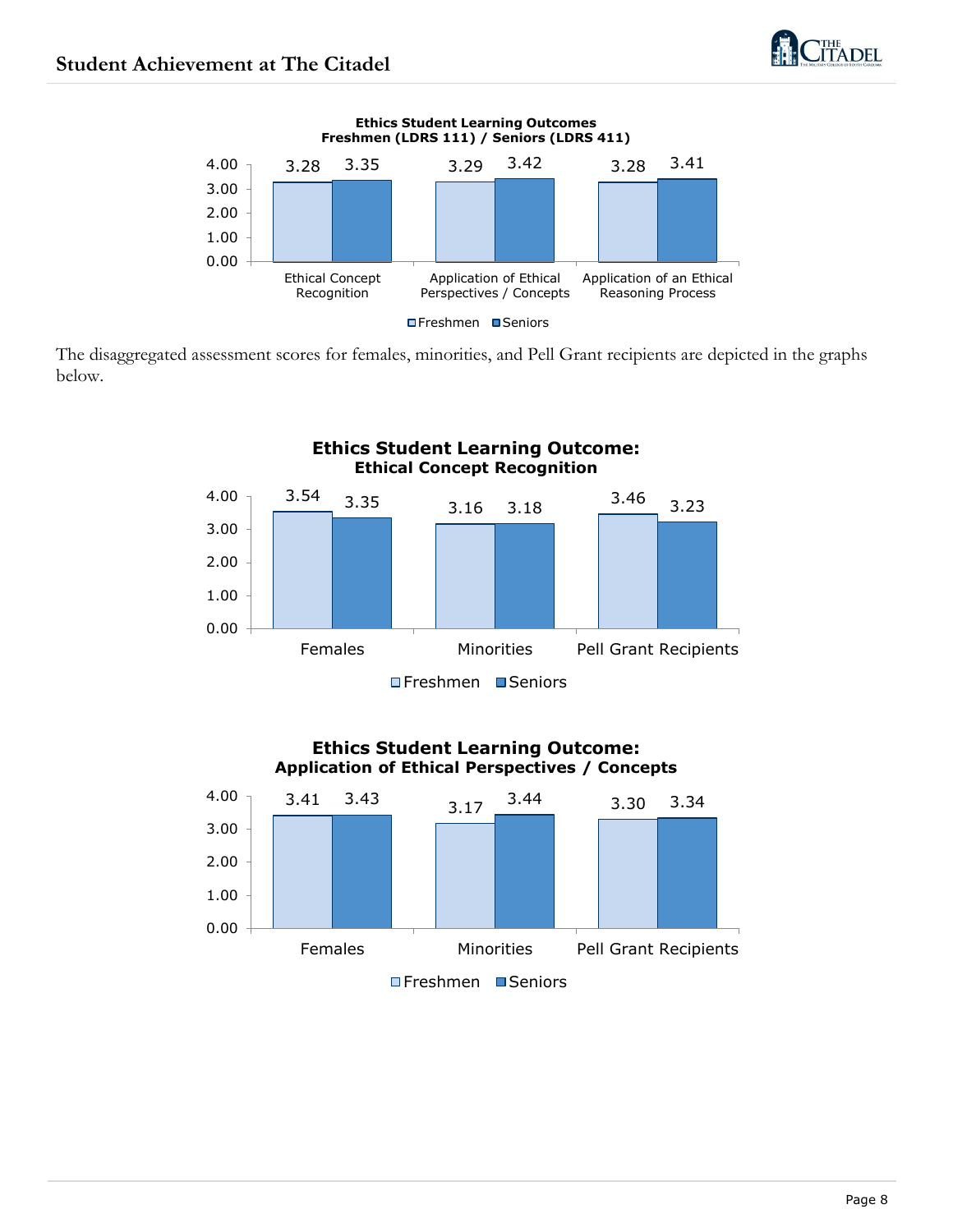**Ethics Student Learning Outcomes**
**Freshmen (LDRS 111) / Seniors (LDRS 411)**

| | Freshmen | Seniors |
|---|---|---|
| Ethical Concept Recognition | 3.28 | 3.35 |
| Application of Ethical Perspectives / Concepts | 3.29 | 3.42 |
| Application of an Ethical Reasoning Process | 3.28 | 3.41 |

The disaggregated assessment scores for females, minorities, and Pell Grant recipients are depicted in the graphs below.

**Ethics Student Learning Outcome:**
**Ethical Concept Recognition**

| | Freshmen | Seniors |
|---|---|---|
| Females | 3.54 | 3.35 |
| Minorities | 3.16 | 3.18 |
| Pell Grant Recipients | 3.46 | 3.23 |

**Ethics Student Learning Outcome:**
**Application of Ethical Perspectives / Concepts**

| | Freshmen | Seniors |
|---|---|---|
| Females | 3.41 | 3.43 |
| Minorities | 3.17 | 3.44 |
| Pell Grant Recipients | 3.30 | 3.34 |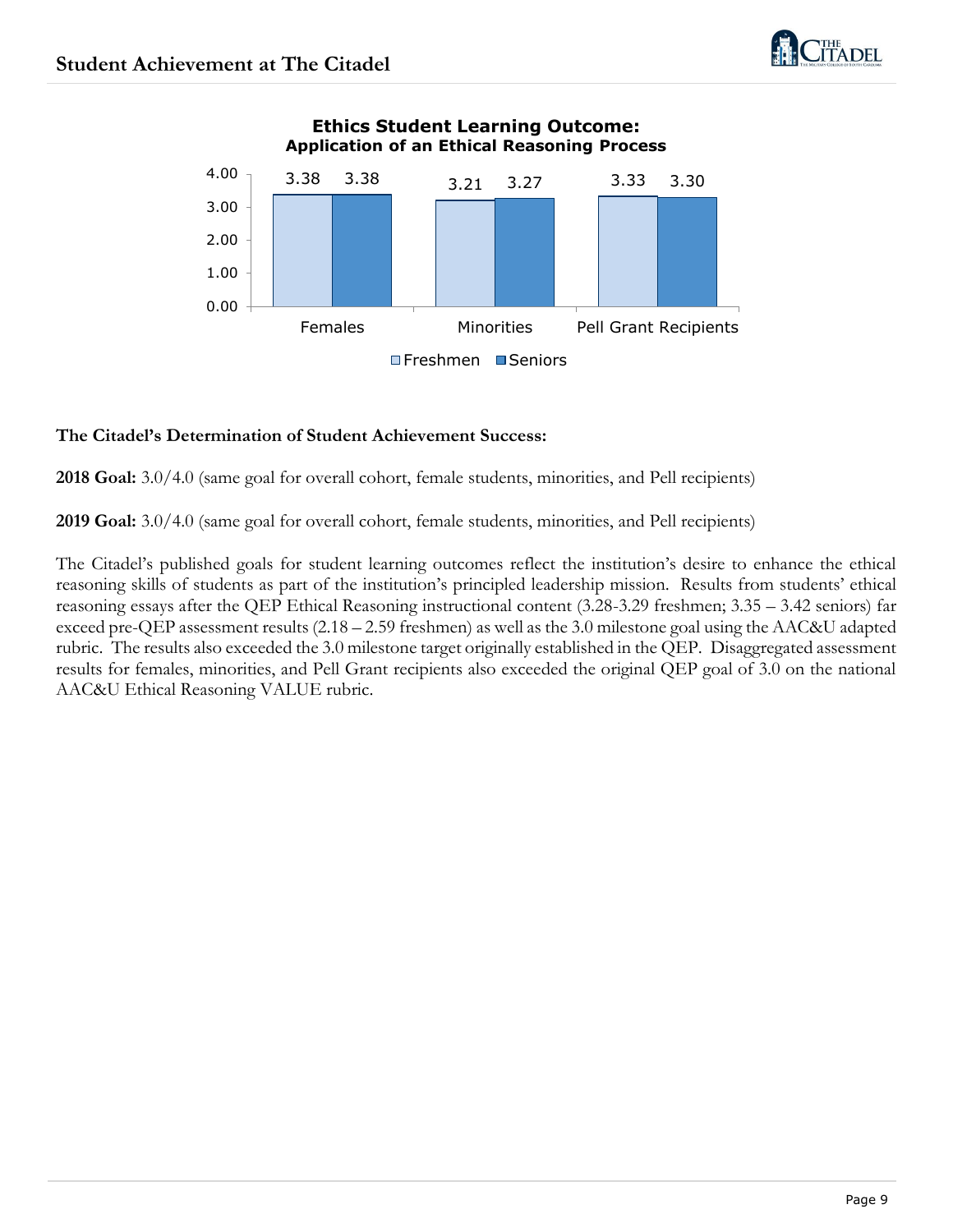**Ethics Student Learning Outcome:**
**Application of an Ethical Reasoning Process**

4.00
3.00
2.00
1.00
0.00

3.38 3.38
3.21 3.27
3.33 3.30

Females
Minorities
Pell Grant Recipients

Freshmen Seniors

**The Citadel's Determination of Student Achievement Success:**

**2018 Goal:** 3.0/4.0 (same goal for overall cohort, female students, minorities, and Pell recipients)

**2019 Goal:** 3.0/4.0 (same goal for overall cohort, female students, minorities, and Pell recipients)

The Citadel's published goals for student learning outcomes reflect the institution's desire to enhance the ethical reasoning skills of students as part of the institution's principled leadership mission. Results from students' ethical reasoning essays after the QEP Ethical Reasoning instructional content (3.28-3.29 freshmen; 3.35 – 3.42 seniors) far exceed pre-QEP assessment results (2.18 – 2.59 freshmen) as well as the 3.0 milestone goal using the AAC&U adapted rubric. The results also exceeded the 3.0 milestone target originally established in the QEP. Disaggregated assessment results for females, minorities, and Pell Grant recipients also exceeded the original QEP goal of 3.0 on the national AAC&U Ethical Reasoning VALUE rubric.